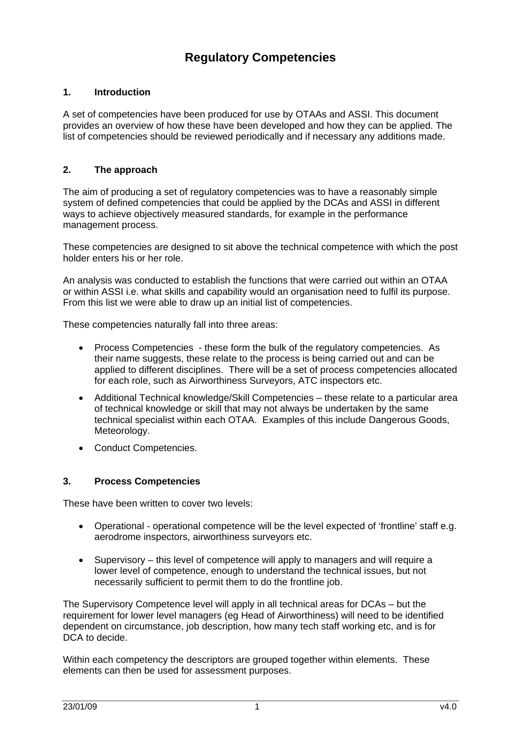# Regulatory Competencies

## 1. Introduction

A set of competencies have been produced for use by OTAAs and ASSI. This document provides an overview of how these have been developed and how they can be applied. The list of competencies should be reviewed periodically and if necessary any additions made.

## 2. The approach

The aim of producing a set of regulatory competencies was to have a reasonably simple system of defined competencies that could be applied by the DCAs and ASSI in different ways to achieve objectively measured standards, for example in the performance management process.

These competencies are designed to sit above the technical competence with which the post holder enters his or her role.

An analysis was conducted to establish the functions that were carried out within an OTAA or within ASSI i.e. what skills and capability would an organisation need to fulfil its purpose. From this list we were able to draw up an initial list of competencies.

These competencies naturally fall into three areas:

- Process Competencies - these form the bulk of the regulatory competencies. As their name suggests, these relate to the process is being carried out and can be applied to different disciplines. There will be a set of process competencies allocated for each role, such as Airworthiness Surveyors, ATC inspectors etc.
- Additional Technical knowledge/Skill Competencies – these relate to a particular area of technical knowledge or skill that may not always be undertaken by the same technical specialist within each OTAA. Examples of this include Dangerous Goods, Meteorology.
- Conduct Competencies.

## 3. Process Competencies

These have been written to cover two levels:

- Operational - operational competence will be the level expected of 'frontline' staff e.g. aerodrome inspectors, airworthiness surveyors etc.
- Supervisory – this level of competence will apply to managers and will require a lower level of competence, enough to understand the technical issues, but not necessarily sufficient to permit them to do the frontline job.

The Supervisory Competence level will apply in all technical areas for DCAs – but the requirement for lower level managers (eg Head of Airworthiness) will need to be identified dependent on circumstance, job description, how many tech staff working etc, and is for DCA to decide.

Within each competency the descriptors are grouped together within elements. These elements can then be used for assessment purposes.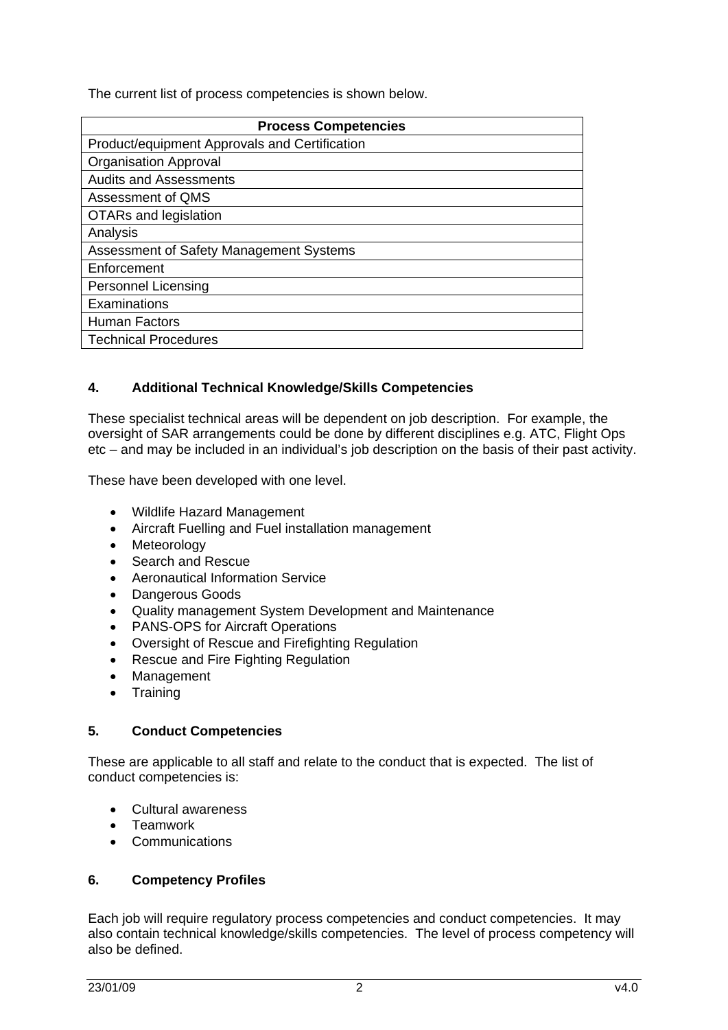The current list of process competencies is shown below.

| Process Competencies |
|---|
| Product/equipment Approvals and Certification |
| Organisation Approval |
| Audits and Assessments |
| Assessment of QMS |
| OTARs and legislation |
| Analysis |
| Assessment of Safety Management Systems |
| Enforcement |
| Personnel Licensing |
| Examinations |
| Human Factors |
| Technical Procedures |

## 4. Additional Technical Knowledge/Skills Competencies

These specialist technical areas will be dependent on job description. For example, the oversight of SAR arrangements could be done by different disciplines e.g. ATC, Flight Ops etc – and may be included in an individual's job description on the basis of their past activity.

These have been developed with one level.

- Wildlife Hazard Management
- Aircraft Fuelling and Fuel installation management
- Meteorology
- Search and Rescue
- Aeronautical Information Service
- Dangerous Goods
- Quality management System Development and Maintenance
- PANS-OPS for Aircraft Operations
- Oversight of Rescue and Firefighting Regulation
- Rescue and Fire Fighting Regulation
- Management
- Training

## 5. Conduct Competencies

These are applicable to all staff and relate to the conduct that is expected. The list of conduct competencies is:

- Cultural awareness
- Teamwork
- Communications

## 6. Competency Profiles

Each job will require regulatory process competencies and conduct competencies. It may also contain technical knowledge/skills competencies. The level of process competency will also be defined.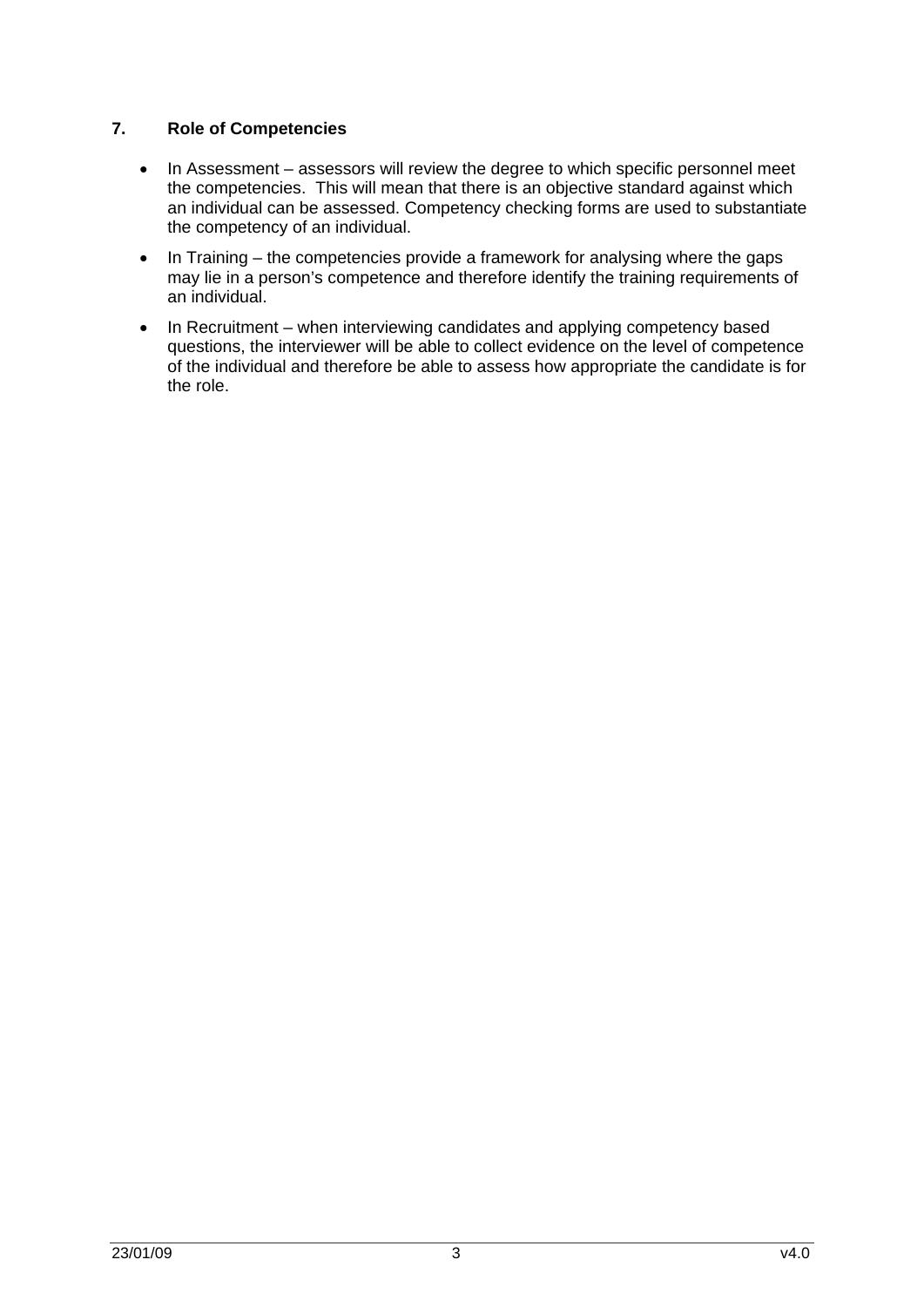## 7. Role of Competencies

- In Assessment – assessors will review the degree to which specific personnel meet the competencies. This will mean that there is an objective standard against which an individual can be assessed. Competency checking forms are used to substantiate the competency of an individual.
- In Training – the competencies provide a framework for analysing where the gaps may lie in a person's competence and therefore identify the training requirements of an individual.
- In Recruitment – when interviewing candidates and applying competency based questions, the interviewer will be able to collect evidence on the level of competence of the individual and therefore be able to assess how appropriate the candidate is for the role.